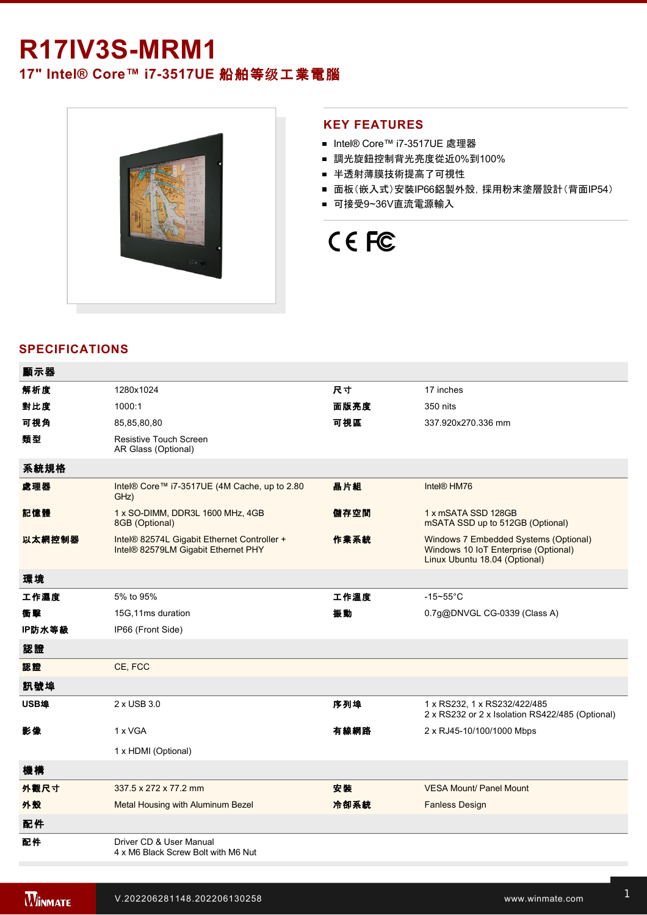# R17IV3S-MRM1

## 17" Intel® Core™ i7-3517UE 船舶等级工業電腦

## KEY FEATURES

- Intel® Core™ i7-3517UE 處理器
- 調光旋鈕控制背光亮度從近0%到100%
- 半透射薄膜技術提高了可視性
- 面板（嵌入式）安裝IP66鋁製外殼，採用粉末塗層設計（背面IP54）
- 可接受9~36V直流電源輸入

## SPECIFICATIONS

| 顯示器 | | | |
|---|---|---|---|
| 解析度 | 1280x1024 | 尺寸 | 17 inches |
| 對比度 | 1000:1 | 面版亮度 | 350 nits |
| 可視角 | 85,85,80,80 | 可視區 | 337.920x270.336 mm |
| 類型 | Resistive Touch Screen<br>AR Glass (Optional) | | |
| **系統規格** | | | |
| 處理器 | Intel® Core™ i7-3517UE (4M Cache, up to 2.80 GHz) | 晶片組 | Intel® HM76 |
| 記憶體 | 1 x SO-DIMM, DDR3L 1600 MHz, 4GB<br>8GB (Optional) | 儲存空間 | 1 x mSATA SSD 128GB<br>mSATA SSD up to 512GB (Optional) |
| 以太網控制器 | Intel® 82574L Gigabit Ethernet Controller +<br>Intel® 82579LM Gigabit Ethernet PHY | 作業系統 | Windows 7 Embedded Systems (Optional)<br>Windows 10 IoT Enterprise (Optional)<br>Linux Ubuntu 18.04 (Optional) |
| **環境** | | | |
| 工作濕度 | 5% to 95% | 工作溫度 | -15~55°C |
| 衝擊 | 15G,11ms duration | 振動 | 0.7g@DNVGL CG-0339 (Class A) |
| IP防水等級 | IP66 (Front Side) | | |
| **認證** | | | |
| 認證 | CE, FCC | | |
| **訊號埠** | | | |
| USB埠 | 2 x USB 3.0 | 序列埠 | 1 x RS232, 1 x RS232/422/485<br>2 x RS232 or 2 x Isolation RS422/485 (Optional) |
| 影像 | 1 x VGA<br><br>1 x HDMI (Optional) | 有線網路 | 2 x RJ45-10/100/1000 Mbps |
| **機構** | | | |
| 外觀尺寸 | 337.5 x 272 x 77.2 mm | 安裝 | VESA Mount/ Panel Mount |
| 外殼 | Metal Housing with Aluminum Bezel | 冷卻系統 | Fanless Design |
| **配件** | | | |
| 配件 | Driver CD & User Manual<br>4 x M6 Black Screw Bolt with M6 Nut | | |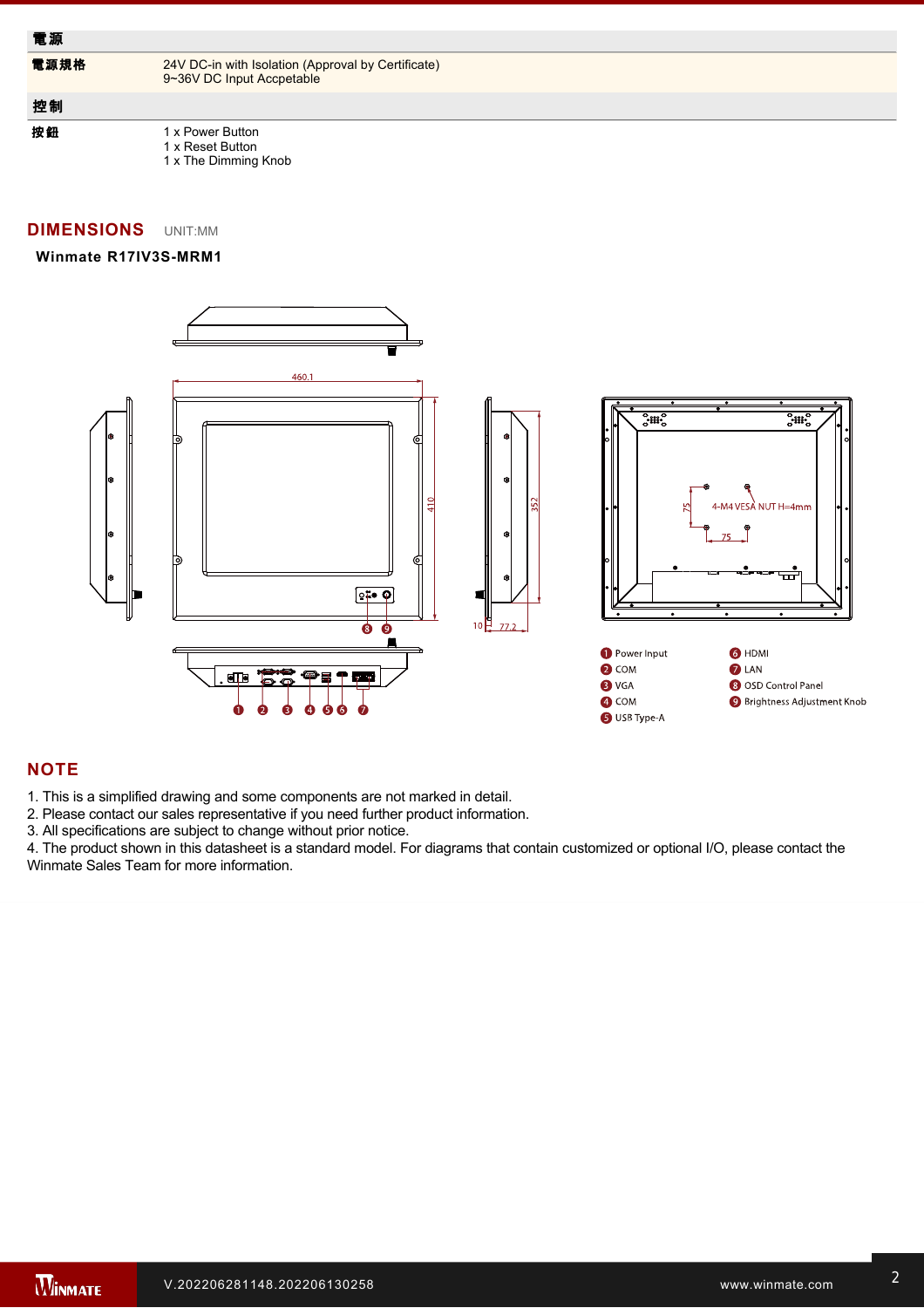| | |
|---|---|
| **電源** | |
| **電源規格** | 24V DC-in with Isolation (Approval by Certificate)<br>9~36V DC Input Accpetable |
| **控制** | |
| **按鈕** | 1 x Power Button<br>1 x Reset Button<br>1 x The Dimming Knob |

## DIMENSIONS UNIT:MM

**Winmate R17IV3S-MRM1**

460.1
410
352
10
77.2
75
75
4-M4 VESA NUT H=4mm

1. Power Input
2. COM
3. VGA
4. COM
5. USB Type-A
6. HDMI
7. LAN
8. OSD Control Panel
9. Brightness Adjustment Knob

## NOTE

1. This is a simplified drawing and some components are not marked in detail.
2. Please contact our sales representative if you need further product information.
3. All specifications are subject to change without prior notice.
4. The product shown in this datasheet is a standard model. For diagrams that contain customized or optional I/O, please contact the Winmate Sales Team for more information.